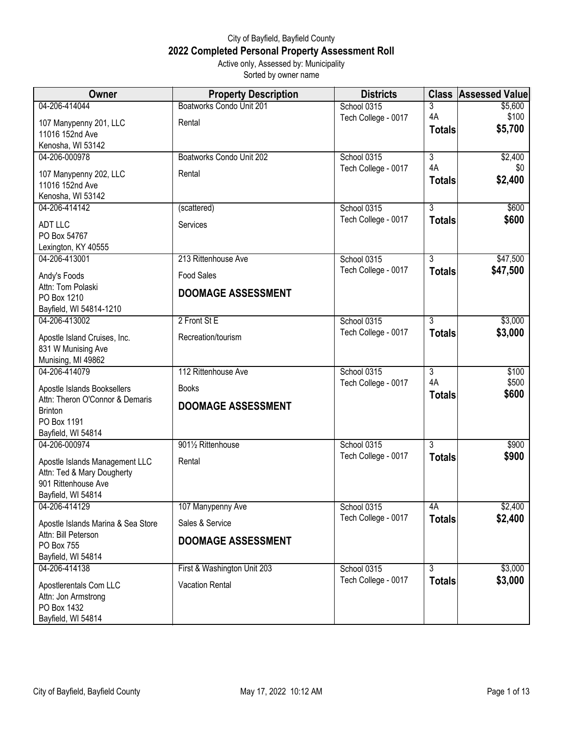City of Bayfield, Bayfield County

# 2022 Completed Personal Property Assessment Roll

Active only, Assessed by: Municipality

Sorted by owner name

| Owner | Property Description | Districts | Class | Assessed Value |
|---|---|---|---|---|
| 04-206-414044<br>107 Manypenny 201, LLC<br>11016 152nd Ave<br>Kenosha, WI 53142 | Boatworks Condo Unit 201<br>Rental | School 0315<br>Tech College - 0017 | 3<br>4A<br>**Totals** | $5,600<br>$100<br>**$5,700** |
| 04-206-000978<br>107 Manypenny 202, LLC<br>11016 152nd Ave<br>Kenosha, WI 53142 | Boatworks Condo Unit 202<br>Rental | School 0315<br>Tech College - 0017 | 3<br>4A<br>**Totals** | $2,400<br>$0<br>**$2,400** |
| 04-206-414142<br>ADT LLC<br>PO Box 54767<br>Lexington, KY 40555 | (scattered)<br>Services | School 0315<br>Tech College - 0017 | 3<br>**Totals** | $600<br>**$600** |
| 04-206-413001<br>Andy's Foods<br>Attn: Tom Polaski<br>PO Box 1210<br>Bayfield, WI 54814-1210 | 213 Rittenhouse Ave<br>Food Sales<br>**DOOMAGE ASSESSMENT** | School 0315<br>Tech College - 0017 | 3<br>**Totals** | $47,500<br>**$47,500** |
| 04-206-413002<br>Apostle Island Cruises, Inc.<br>831 W Munising Ave<br>Munising, MI 49862 | 2 Front St E<br>Recreation/tourism | School 0315<br>Tech College - 0017 | 3<br>**Totals** | $3,000<br>**$3,000** |
| 04-206-414079<br>Apostle Islands Booksellers<br>Attn: Theron O'Connor & Demaris Brinton<br>PO Box 1191<br>Bayfield, WI 54814 | 112 Rittenhouse Ave<br>Books<br>**DOOMAGE ASSESSMENT** | School 0315<br>Tech College - 0017 | 3<br>4A<br>**Totals** | $100<br>$500<br>**$600** |
| 04-206-000974<br>Apostle Islands Management LLC<br>Attn: Ted & Mary Dougherty<br>901 Rittenhouse Ave<br>Bayfield, WI 54814 | 901½ Rittenhouse<br>Rental | School 0315<br>Tech College - 0017 | 3<br>**Totals** | $900<br>**$900** |
| 04-206-414129<br>Apostle Islands Marina & Sea Store<br>Attn: Bill Peterson<br>PO Box 755<br>Bayfield, WI 54814 | 107 Manypenny Ave<br>Sales & Service<br>**DOOMAGE ASSESSMENT** | School 0315<br>Tech College - 0017 | 4A<br>**Totals** | $2,400<br>**$2,400** |
| 04-206-414138<br>Apostlerentals Com LLC<br>Attn: Jon Armstrong<br>PO Box 1432<br>Bayfield, WI 54814 | First & Washington Unit 203<br>Vacation Rental | School 0315<br>Tech College - 0017 | 3<br>**Totals** | $3,000<br>**$3,000** |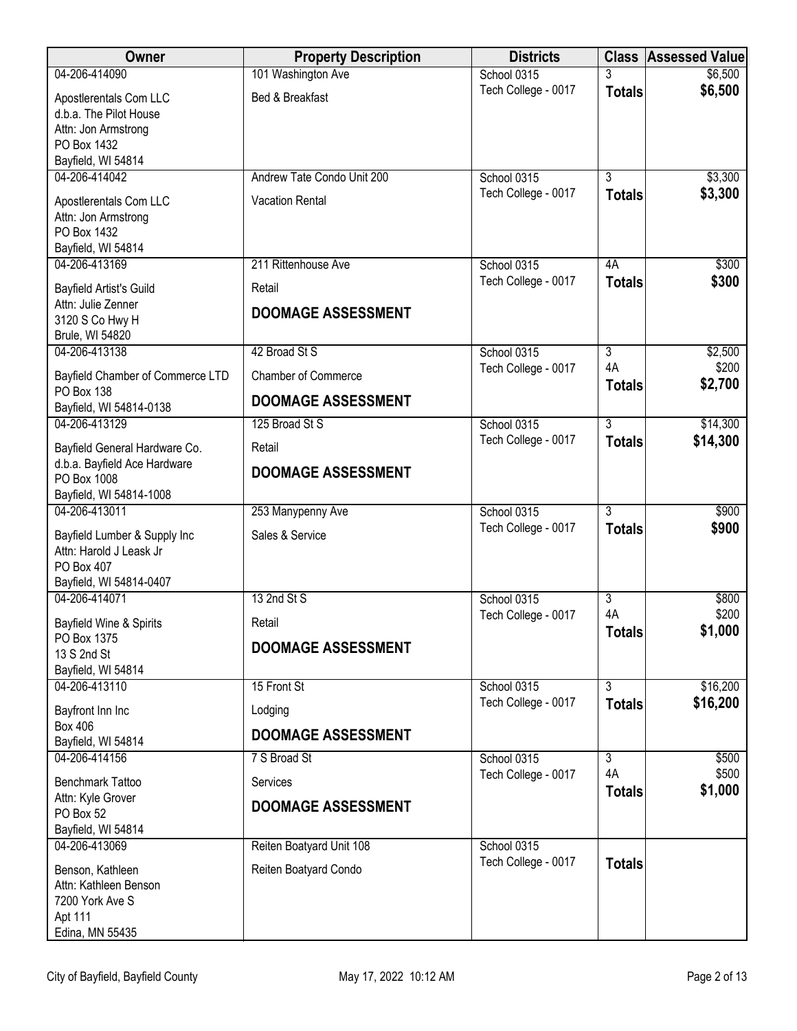| Owner | Property Description | Districts | Class | Assessed Value |
|---|---|---|---|---|
| 04-206-414090<br>Apostlerentals Com LLC<br>d.b.a. The Pilot House<br>Attn: Jon Armstrong<br>PO Box 1432<br>Bayfield, WI 54814 | 101 Washington Ave<br>Bed & Breakfast | School 0315<br>Tech College - 0017 | 3<br>**Totals** | $6,500<br>**$6,500** |
| 04-206-414042<br>Apostlerentals Com LLC<br>Attn: Jon Armstrong<br>PO Box 1432<br>Bayfield, WI 54814 | Andrew Tate Condo Unit 200<br>Vacation Rental | School 0315<br>Tech College - 0017 | 3<br>**Totals** | $3,300<br>**$3,300** |
| 04-206-413169<br>Bayfield Artist's Guild<br>Attn: Julie Zenner<br>3120 S Co Hwy H<br>Brule, WI 54820 | 211 Rittenhouse Ave<br>Retail<br>**DOOMAGE ASSESSMENT** | School 0315<br>Tech College - 0017 | 4A<br>**Totals** | $300<br>**$300** |
| 04-206-413138<br>Bayfield Chamber of Commerce LTD<br>PO Box 138<br>Bayfield, WI 54814-0138 | 42 Broad St S<br>Chamber of Commerce<br>**DOOMAGE ASSESSMENT** | School 0315<br>Tech College - 0017 | 3<br>4A<br>**Totals** | $2,500<br>$200<br>**$2,700** |
| 04-206-413129<br>Bayfield General Hardware Co.<br>d.b.a. Bayfield Ace Hardware<br>PO Box 1008<br>Bayfield, WI 54814-1008 | 125 Broad St S<br>Retail<br>**DOOMAGE ASSESSMENT** | School 0315<br>Tech College - 0017 | 3<br>**Totals** | $14,300<br>**$14,300** |
| 04-206-413011<br>Bayfield Lumber & Supply Inc<br>Attn: Harold J Leask Jr<br>PO Box 407<br>Bayfield, WI 54814-0407 | 253 Manypenny Ave<br>Sales & Service | School 0315<br>Tech College - 0017 | 3<br>**Totals** | $900<br>**$900** |
| 04-206-414071<br>Bayfield Wine & Spirits<br>PO Box 1375<br>13 S 2nd St<br>Bayfield, WI 54814 | 13 2nd St S<br>Retail<br>**DOOMAGE ASSESSMENT** | School 0315<br>Tech College - 0017 | 3<br>4A<br>**Totals** | $800<br>$200<br>**$1,000** |
| 04-206-413110<br>Bayfront Inn Inc<br>Box 406<br>Bayfield, WI 54814 | 15 Front St<br>Lodging<br>**DOOMAGE ASSESSMENT** | School 0315<br>Tech College - 0017 | 3<br>**Totals** | $16,200<br>**$16,200** |
| 04-206-414156<br>Benchmark Tattoo<br>Attn: Kyle Grover<br>PO Box 52<br>Bayfield, WI 54814 | 7 S Broad St<br>Services<br>**DOOMAGE ASSESSMENT** | School 0315<br>Tech College - 0017 | 3<br>4A<br>**Totals** | $500<br>$500<br>**$1,000** |
| 04-206-413069<br>Benson, Kathleen<br>Attn: Kathleen Benson<br>7200 York Ave S<br>Apt 111<br>Edina, MN 55435 | Reiten Boatyard Unit 108<br>Reiten Boatyard Condo | School 0315<br>Tech College - 0017 | **Totals** | |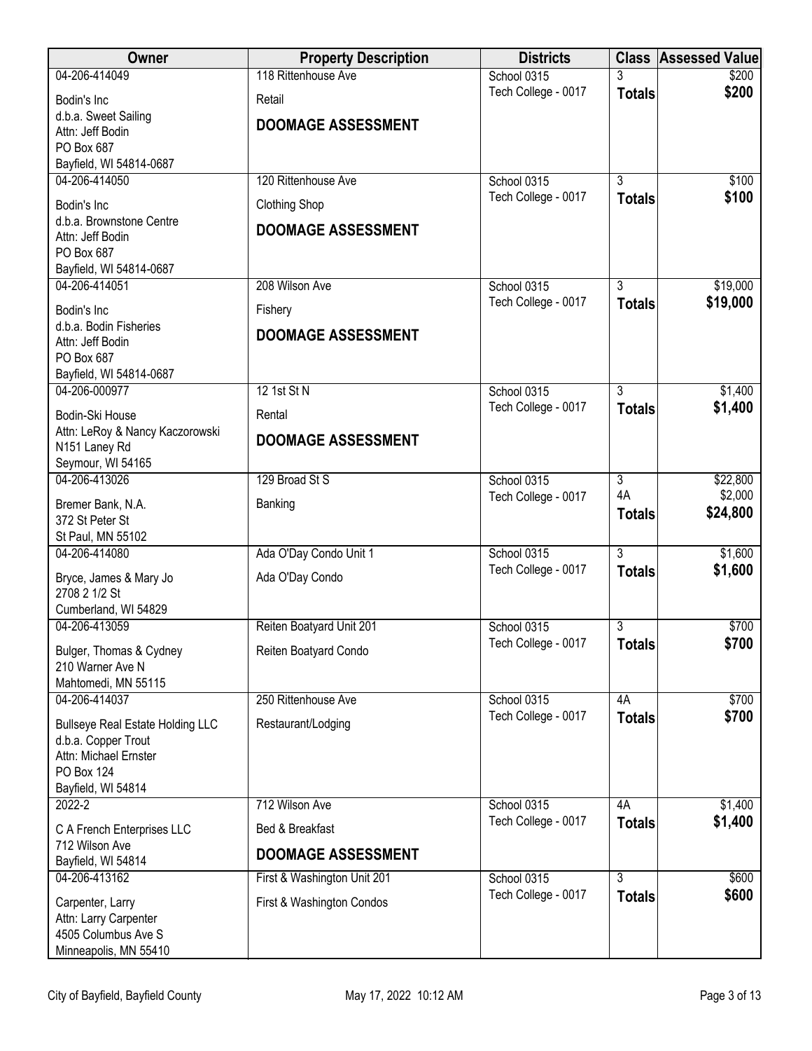| Owner | Property Description | Districts | Class | Assessed Value |
|---|---|---|---|---|
| 04-206-414049<br>Bodin's Inc<br>d.b.a. Sweet Sailing<br>Attn: Jeff Bodin<br>PO Box 687<br>Bayfield, WI 54814-0687 | 118 Rittenhouse Ave<br>Retail<br>**DOOMAGE ASSESSMENT** | School 0315<br>Tech College - 0017 | 3<br>**Totals** | $200<br>**$200** |
| 04-206-414050<br>Bodin's Inc<br>d.b.a. Brownstone Centre<br>Attn: Jeff Bodin<br>PO Box 687<br>Bayfield, WI 54814-0687 | 120 Rittenhouse Ave<br>Clothing Shop<br>**DOOMAGE ASSESSMENT** | School 0315<br>Tech College - 0017 | 3<br>**Totals** | $100<br>**$100** |
| 04-206-414051<br>Bodin's Inc<br>d.b.a. Bodin Fisheries<br>Attn: Jeff Bodin<br>PO Box 687<br>Bayfield, WI 54814-0687 | 208 Wilson Ave<br>Fishery<br>**DOOMAGE ASSESSMENT** | School 0315<br>Tech College - 0017 | 3<br>**Totals** | $19,000<br>**$19,000** |
| 04-206-000977<br>Bodin-Ski House<br>Attn: LeRoy & Nancy Kaczorowski<br>N151 Laney Rd<br>Seymour, WI 54165 | 12 1st St N<br>Rental<br>**DOOMAGE ASSESSMENT** | School 0315<br>Tech College - 0017 | 3<br>**Totals** | $1,400<br>**$1,400** |
| 04-206-413026<br>Bremer Bank, N.A.<br>372 St Peter St<br>St Paul, MN 55102 | 129 Broad St S<br>Banking | School 0315<br>Tech College - 0017 | 3<br>4A<br>**Totals** | $22,800<br>$2,000<br>**$24,800** |
| 04-206-414080<br>Bryce, James & Mary Jo<br>2708 2 1/2 St<br>Cumberland, WI 54829 | Ada O'Day Condo Unit 1<br>Ada O'Day Condo | School 0315<br>Tech College - 0017 | 3<br>**Totals** | $1,600<br>**$1,600** |
| 04-206-413059<br>Bulger, Thomas & Cydney<br>210 Warner Ave N<br>Mahtomedi, MN 55115 | Reiten Boatyard Unit 201<br>Reiten Boatyard Condo | School 0315<br>Tech College - 0017 | 3<br>**Totals** | $700<br>**$700** |
| 04-206-414037<br>Bullseye Real Estate Holding LLC<br>d.b.a. Copper Trout<br>Attn: Michael Ernster<br>PO Box 124<br>Bayfield, WI 54814 | 250 Rittenhouse Ave<br>Restaurant/Lodging | School 0315<br>Tech College - 0017 | 4A<br>**Totals** | $700<br>**$700** |
| 2022-2<br>C A French Enterprises LLC<br>712 Wilson Ave<br>Bayfield, WI 54814 | 712 Wilson Ave<br>Bed & Breakfast<br>**DOOMAGE ASSESSMENT** | School 0315<br>Tech College - 0017 | 4A<br>**Totals** | $1,400<br>**$1,400** |
| 04-206-413162<br>Carpenter, Larry<br>Attn: Larry Carpenter<br>4505 Columbus Ave S<br>Minneapolis, MN 55410 | First & Washington Unit 201<br>First & Washington Condos | School 0315<br>Tech College - 0017 | 3<br>**Totals** | $600<br>**$600** |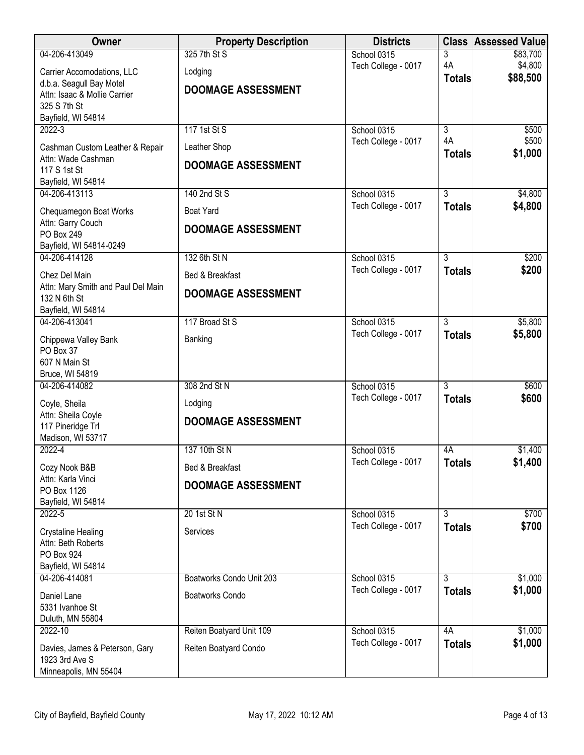| Owner | Property Description | Districts | Class | Assessed Value |
|---|---|---|---|---|
| 04-206-413049<br>Carrier Accomodations, LLC<br>d.b.a. Seagull Bay Motel<br>Attn: Isaac & Mollie Carrier<br>325 S 7th St<br>Bayfield, WI 54814 | 325 7th St S<br>Lodging<br>**DOOMAGE ASSESSMENT** | School 0315<br>Tech College - 0017 | 3<br>4A<br>**Totals** | $83,700<br>$4,800<br>**$88,500** |
| 2022-3<br>Cashman Custom Leather & Repair<br>Attn: Wade Cashman<br>117 S 1st St<br>Bayfield, WI 54814 | 117 1st St S<br>Leather Shop<br>**DOOMAGE ASSESSMENT** | School 0315<br>Tech College - 0017 | 3<br>4A<br>**Totals** | $500<br>$500<br>**$1,000** |
| 04-206-413113<br>Chequamegon Boat Works<br>Attn: Garry Couch<br>PO Box 249<br>Bayfield, WI 54814-0249 | 140 2nd St S<br>Boat Yard<br>**DOOMAGE ASSESSMENT** | School 0315<br>Tech College - 0017 | 3<br>**Totals** | $4,800<br>**$4,800** |
| 04-206-414128<br>Chez Del Main<br>Attn: Mary Smith and Paul Del Main<br>132 N 6th St<br>Bayfield, WI 54814 | 132 6th St N<br>Bed & Breakfast<br>**DOOMAGE ASSESSMENT** | School 0315<br>Tech College - 0017 | 3<br>**Totals** | $200<br>**$200** |
| 04-206-413041<br>Chippewa Valley Bank<br>PO Box 37<br>607 N Main St<br>Bruce, WI 54819 | 117 Broad St S<br>Banking | School 0315<br>Tech College - 0017 | 3<br>**Totals** | $5,800<br>**$5,800** |
| 04-206-414082<br>Coyle, Sheila<br>Attn: Sheila Coyle<br>117 Pineridge Trl<br>Madison, WI 53717 | 308 2nd St N<br>Lodging<br>**DOOMAGE ASSESSMENT** | School 0315<br>Tech College - 0017 | 3<br>**Totals** | $600<br>**$600** |
| 2022-4<br>Cozy Nook B&B<br>Attn: Karla Vinci<br>PO Box 1126<br>Bayfield, WI 54814 | 137 10th St N<br>Bed & Breakfast<br>**DOOMAGE ASSESSMENT** | School 0315<br>Tech College - 0017 | 4A<br>**Totals** | $1,400<br>**$1,400** |
| 2022-5<br>Crystaline Healing<br>Attn: Beth Roberts<br>PO Box 924<br>Bayfield, WI 54814 | 20 1st St N<br>Services | School 0315<br>Tech College - 0017 | 3<br>**Totals** | $700<br>**$700** |
| 04-206-414081<br>Daniel Lane<br>5331 Ivanhoe St<br>Duluth, MN 55804 | Boatworks Condo Unit 203<br>Boatworks Condo | School 0315<br>Tech College - 0017 | 3<br>**Totals** | $1,000<br>**$1,000** |
| 2022-10<br>Davies, James & Peterson, Gary<br>1923 3rd Ave S<br>Minneapolis, MN 55404 | Reiten Boatyard Unit 109<br>Reiten Boatyard Condo | School 0315<br>Tech College - 0017 | 4A<br>**Totals** | $1,000<br>**$1,000** |

City of Bayfield, Bayfield County — May 17, 2022 10:12 AM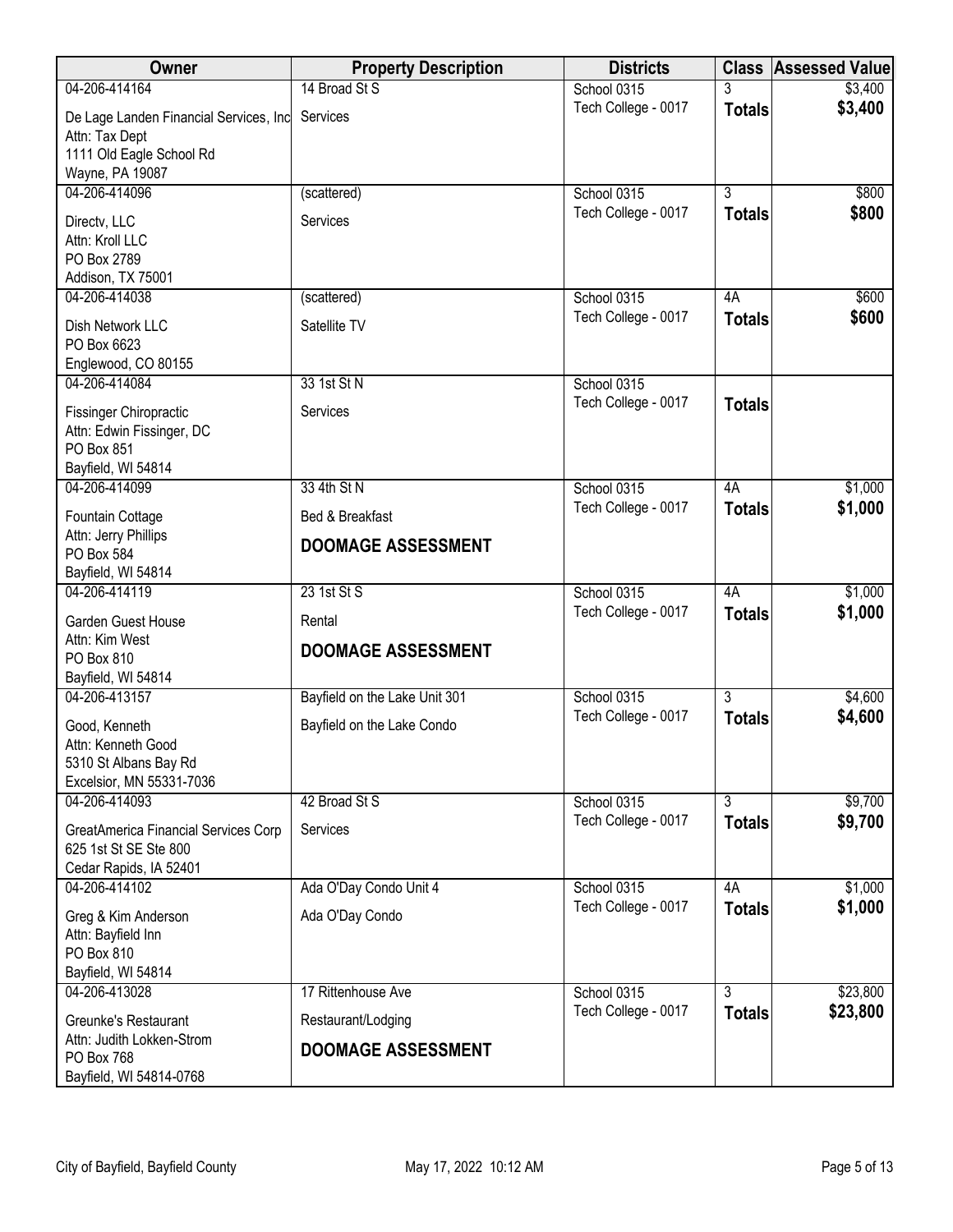| Owner | Property Description | Districts | Class | Assessed Value |
|---|---|---|---|---|
| 04-206-414164<br>De Lage Landen Financial Services, Inc<br>Attn: Tax Dept<br>1111 Old Eagle School Rd<br>Wayne, PA 19087 | 14 Broad St S<br>Services | School 0315<br>Tech College - 0017 | 3<br>**Totals** | $3,400<br>**$3,400** |
| 04-206-414096<br>Directv, LLC<br>Attn: Kroll LLC<br>PO Box 2789<br>Addison, TX 75001 | (scattered)<br>Services | School 0315<br>Tech College - 0017 | 3<br>**Totals** | $800<br>**$800** |
| 04-206-414038<br>Dish Network LLC<br>PO Box 6623<br>Englewood, CO 80155 | (scattered)<br>Satellite TV | School 0315<br>Tech College - 0017 | 4A<br>**Totals** | $600<br>**$600** |
| 04-206-414084<br>Fissinger Chiropractic<br>Attn: Edwin Fissinger, DC<br>PO Box 851<br>Bayfield, WI 54814 | 33 1st St N<br>Services | School 0315<br>Tech College - 0017 | **Totals** | |
| 04-206-414099<br>Fountain Cottage<br>Attn: Jerry Phillips<br>PO Box 584<br>Bayfield, WI 54814 | 33 4th St N<br>Bed & Breakfast<br>**DOOMAGE ASSESSMENT** | School 0315<br>Tech College - 0017 | 4A<br>**Totals** | $1,000<br>**$1,000** |
| 04-206-414119<br>Garden Guest House<br>Attn: Kim West<br>PO Box 810<br>Bayfield, WI 54814 | 23 1st St S<br>Rental<br>**DOOMAGE ASSESSMENT** | School 0315<br>Tech College - 0017 | 4A<br>**Totals** | $1,000<br>**$1,000** |
| 04-206-413157<br>Good, Kenneth<br>Attn: Kenneth Good<br>5310 St Albans Bay Rd<br>Excelsior, MN 55331-7036 | Bayfield on the Lake Unit 301<br>Bayfield on the Lake Condo | School 0315<br>Tech College - 0017 | 3<br>**Totals** | $4,600<br>**$4,600** |
| 04-206-414093<br>GreatAmerica Financial Services Corp<br>625 1st St SE Ste 800<br>Cedar Rapids, IA 52401 | 42 Broad St S<br>Services | School 0315<br>Tech College - 0017 | 3<br>**Totals** | $9,700<br>**$9,700** |
| 04-206-414102<br>Greg & Kim Anderson<br>Attn: Bayfield Inn<br>PO Box 810<br>Bayfield, WI 54814 | Ada O'Day Condo Unit 4<br>Ada O'Day Condo | School 0315<br>Tech College - 0017 | 4A<br>**Totals** | $1,000<br>**$1,000** |
| 04-206-413028<br>Greunke's Restaurant<br>Attn: Judith Lokken-Strom<br>PO Box 768<br>Bayfield, WI 54814-0768 | 17 Rittenhouse Ave<br>Restaurant/Lodging<br>**DOOMAGE ASSESSMENT** | School 0315<br>Tech College - 0017 | 3<br>**Totals** | $23,800<br>**$23,800** |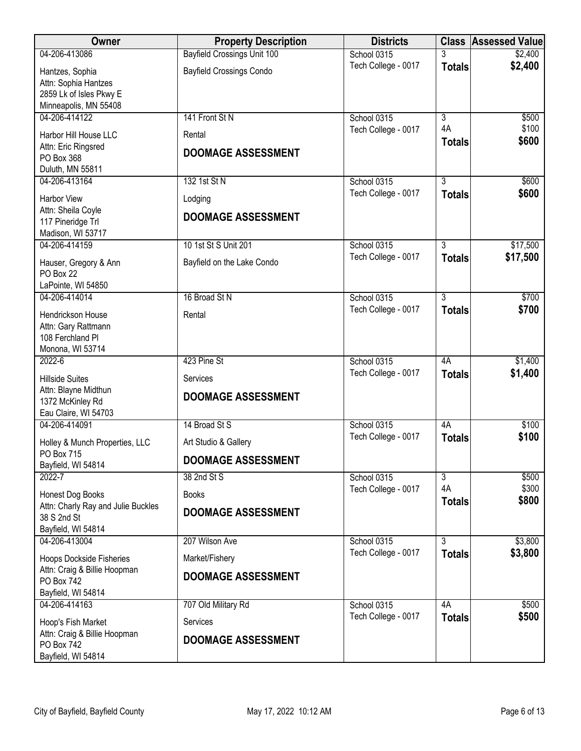| Owner | Property Description | Districts | Class | Assessed Value |
|---|---|---|---|---|
| 04-206-413086<br>Hantzes, Sophia<br>Attn: Sophia Hantzes<br>2859 Lk of Isles Pkwy E<br>Minneapolis, MN 55408 | Bayfield Crossings Unit 100<br>Bayfield Crossings Condo | School 0315<br>Tech College - 0017 | 3<br>**Totals** | $2,400<br>**$2,400** |
| 04-206-414122<br>Harbor Hill House LLC<br>Attn: Eric Ringsred<br>PO Box 368<br>Duluth, MN 55811 | 141 Front St N<br>Rental<br>**DOOMAGE ASSESSMENT** | School 0315<br>Tech College - 0017 | 3<br>4A<br>**Totals** | $500<br>$100<br>**$600** |
| 04-206-413164<br>Harbor View<br>Attn: Sheila Coyle<br>117 Pineridge Trl<br>Madison, WI 53717 | 132 1st St N<br>Lodging<br>**DOOMAGE ASSESSMENT** | School 0315<br>Tech College - 0017 | 3<br>**Totals** | $600<br>**$600** |
| 04-206-414159<br>Hauser, Gregory & Ann<br>PO Box 22<br>LaPointe, WI 54850 | 10 1st St S Unit 201<br>Bayfield on the Lake Condo | School 0315<br>Tech College - 0017 | 3<br>**Totals** | $17,500<br>**$17,500** |
| 04-206-414014<br>Hendrickson House<br>Attn: Gary Rattmann<br>108 Ferchland Pl<br>Monona, WI 53714 | 16 Broad St N<br>Rental | School 0315<br>Tech College - 0017 | 3<br>**Totals** | $700<br>**$700** |
| 2022-6<br>Hillside Suites<br>Attn: Blayne Midthun<br>1372 McKinley Rd<br>Eau Claire, WI 54703 | 423 Pine St<br>Services<br>**DOOMAGE ASSESSMENT** | School 0315<br>Tech College - 0017 | 4A<br>**Totals** | $1,400<br>**$1,400** |
| 04-206-414091<br>Holley & Munch Properties, LLC<br>PO Box 715<br>Bayfield, WI 54814 | 14 Broad St S<br>Art Studio & Gallery<br>**DOOMAGE ASSESSMENT** | School 0315<br>Tech College - 0017 | 4A<br>**Totals** | $100<br>**$100** |
| 2022-7<br>Honest Dog Books<br>Attn: Charly Ray and Julie Buckles<br>38 S 2nd St<br>Bayfield, WI 54814 | 38 2nd St S<br>Books<br>**DOOMAGE ASSESSMENT** | School 0315<br>Tech College - 0017 | 3<br>4A<br>**Totals** | $500<br>$300<br>**$800** |
| 04-206-413004<br>Hoops Dockside Fisheries<br>Attn: Craig & Billie Hoopman<br>PO Box 742<br>Bayfield, WI 54814 | 207 Wilson Ave<br>Market/Fishery<br>**DOOMAGE ASSESSMENT** | School 0315<br>Tech College - 0017 | 3<br>**Totals** | $3,800<br>**$3,800** |
| 04-206-414163<br>Hoop's Fish Market<br>Attn: Craig & Billie Hoopman<br>PO Box 742<br>Bayfield, WI 54814 | 707 Old Military Rd<br>Services<br>**DOOMAGE ASSESSMENT** | School 0315<br>Tech College - 0017 | 4A<br>**Totals** | $500<br>**$500** |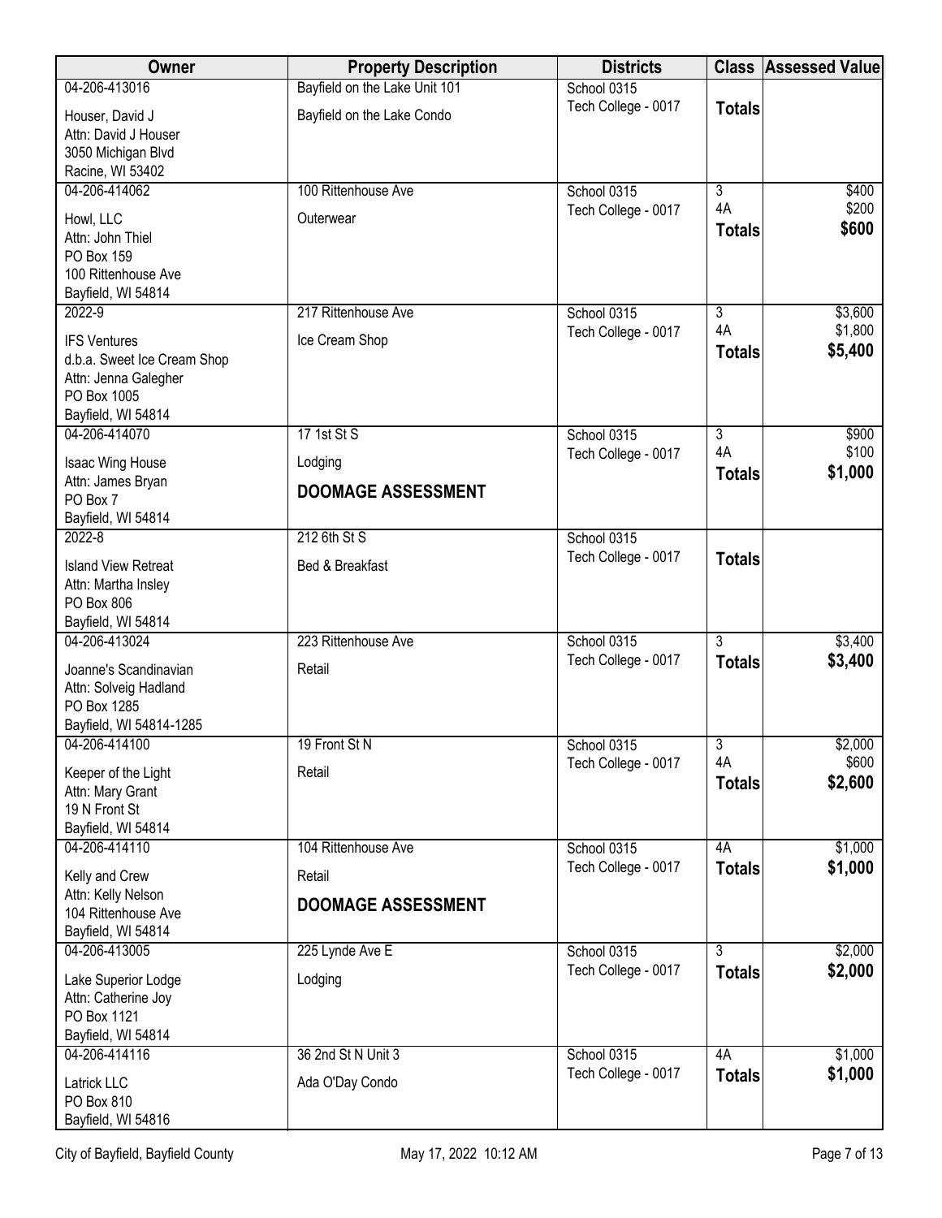| Owner | Property Description | Districts | Class | Assessed Value |
|---|---|---|---|---|
| 04-206-413016<br>Houser, David J<br>Attn: David J Houser<br>3050 Michigan Blvd<br>Racine, WI 53402 | Bayfield on the Lake Unit 101<br>Bayfield on the Lake Condo | School 0315<br>Tech College - 0017 | **Totals** | |
| 04-206-414062<br>Howl, LLC<br>Attn: John Thiel<br>PO Box 159<br>100 Rittenhouse Ave<br>Bayfield, WI 54814 | 100 Rittenhouse Ave<br>Outerwear | School 0315<br>Tech College - 0017 | 3<br>4A<br>**Totals** | $400<br>$200<br>**$600** |
| 2022-9<br>IFS Ventures<br>d.b.a. Sweet Ice Cream Shop<br>Attn: Jenna Galegher<br>PO Box 1005<br>Bayfield, WI 54814 | 217 Rittenhouse Ave<br>Ice Cream Shop | School 0315<br>Tech College - 0017 | 3<br>4A<br>**Totals** | $3,600<br>$1,800<br>**$5,400** |
| 04-206-414070<br>Isaac Wing House<br>Attn: James Bryan<br>PO Box 7<br>Bayfield, WI 54814 | 17 1st St S<br>Lodging<br>**DOOMAGE ASSESSMENT** | School 0315<br>Tech College - 0017 | 3<br>4A<br>**Totals** | $900<br>$100<br>**$1,000** |
| 2022-8<br>Island View Retreat<br>Attn: Martha Insley<br>PO Box 806<br>Bayfield, WI 54814 | 212 6th St S<br>Bed & Breakfast | School 0315<br>Tech College - 0017 | **Totals** | |
| 04-206-413024<br>Joanne's Scandinavian<br>Attn: Solveig Hadland<br>PO Box 1285<br>Bayfield, WI 54814-1285 | 223 Rittenhouse Ave<br>Retail | School 0315<br>Tech College - 0017 | 3<br>**Totals** | $3,400<br>**$3,400** |
| 04-206-414100<br>Keeper of the Light<br>Attn: Mary Grant<br>19 N Front St<br>Bayfield, WI 54814 | 19 Front St N<br>Retail | School 0315<br>Tech College - 0017 | 3<br>4A<br>**Totals** | $2,000<br>$600<br>**$2,600** |
| 04-206-414110<br>Kelly and Crew<br>Attn: Kelly Nelson<br>104 Rittenhouse Ave<br>Bayfield, WI 54814 | 104 Rittenhouse Ave<br>Retail<br>**DOOMAGE ASSESSMENT** | School 0315<br>Tech College - 0017 | 4A<br>**Totals** | $1,000<br>**$1,000** |
| 04-206-413005<br>Lake Superior Lodge<br>Attn: Catherine Joy<br>PO Box 1121<br>Bayfield, WI 54814 | 225 Lynde Ave E<br>Lodging | School 0315<br>Tech College - 0017 | 3<br>**Totals** | $2,000<br>**$2,000** |
| 04-206-414116<br>Latrick LLC<br>PO Box 810<br>Bayfield, WI 54816 | 36 2nd St N Unit 3<br>Ada O'Day Condo | School 0315<br>Tech College - 0017 | 4A<br>**Totals** | $1,000<br>**$1,000** |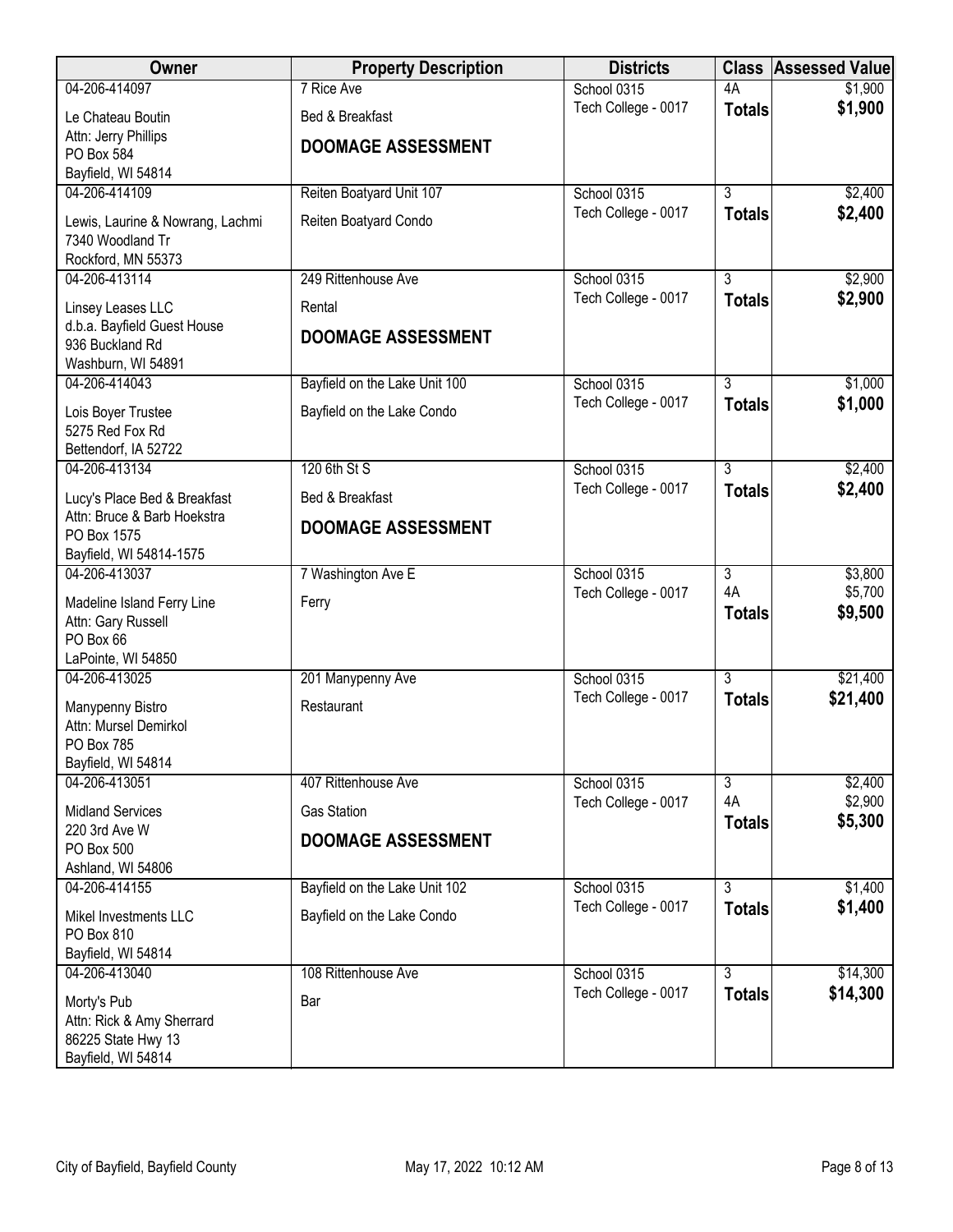| Owner | Property Description | Districts | Class | Assessed Value |
|---|---|---|---|---|
| 04-206-414097<br>Le Chateau Boutin<br>Attn: Jerry Phillips<br>PO Box 584<br>Bayfield, WI 54814 | 7 Rice Ave<br>Bed & Breakfast<br>**DOOMAGE ASSESSMENT** | School 0315<br>Tech College - 0017 | 4A<br>**Totals** | $1,900<br>**$1,900** |
| 04-206-414109<br>Lewis, Laurine & Nowrang, Lachmi<br>7340 Woodland Tr<br>Rockford, MN 55373 | Reiten Boatyard Unit 107<br>Reiten Boatyard Condo | School 0315<br>Tech College - 0017 | 3<br>**Totals** | $2,400<br>**$2,400** |
| 04-206-413114<br>Linsey Leases LLC<br>d.b.a. Bayfield Guest House<br>936 Buckland Rd<br>Washburn, WI 54891 | 249 Rittenhouse Ave<br>Rental<br>**DOOMAGE ASSESSMENT** | School 0315<br>Tech College - 0017 | 3<br>**Totals** | $2,900<br>**$2,900** |
| 04-206-414043<br>Lois Boyer Trustee<br>5275 Red Fox Rd<br>Bettendorf, IA 52722 | Bayfield on the Lake Unit 100<br>Bayfield on the Lake Condo | School 0315<br>Tech College - 0017 | 3<br>**Totals** | $1,000<br>**$1,000** |
| 04-206-413134<br>Lucy's Place Bed & Breakfast<br>Attn: Bruce & Barb Hoekstra<br>PO Box 1575<br>Bayfield, WI 54814-1575 | 120 6th St S<br>Bed & Breakfast<br>**DOOMAGE ASSESSMENT** | School 0315<br>Tech College - 0017 | 3<br>**Totals** | $2,400<br>**$2,400** |
| 04-206-413037<br>Madeline Island Ferry Line<br>Attn: Gary Russell<br>PO Box 66<br>LaPointe, WI 54850 | 7 Washington Ave E<br>Ferry | School 0315<br>Tech College - 0017 | 3<br>4A<br>**Totals** | $3,800<br>$5,700<br>**$9,500** |
| 04-206-413025<br>Manypenny Bistro<br>Attn: Mursel Demirkol<br>PO Box 785<br>Bayfield, WI 54814 | 201 Manypenny Ave<br>Restaurant | School 0315<br>Tech College - 0017 | 3<br>**Totals** | $21,400<br>**$21,400** |
| 04-206-413051<br>Midland Services<br>220 3rd Ave W<br>PO Box 500<br>Ashland, WI 54806 | 407 Rittenhouse Ave<br>Gas Station<br>**DOOMAGE ASSESSMENT** | School 0315<br>Tech College - 0017 | 3<br>4A<br>**Totals** | $2,400<br>$2,900<br>**$5,300** |
| 04-206-414155<br>Mikel Investments LLC<br>PO Box 810<br>Bayfield, WI 54814 | Bayfield on the Lake Unit 102<br>Bayfield on the Lake Condo | School 0315<br>Tech College - 0017 | 3<br>**Totals** | $1,400<br>**$1,400** |
| 04-206-413040<br>Morty's Pub<br>Attn: Rick & Amy Sherrard<br>86225 State Hwy 13<br>Bayfield, WI 54814 | 108 Rittenhouse Ave<br>Bar | School 0315<br>Tech College - 0017 | 3<br>**Totals** | $14,300<br>**$14,300** |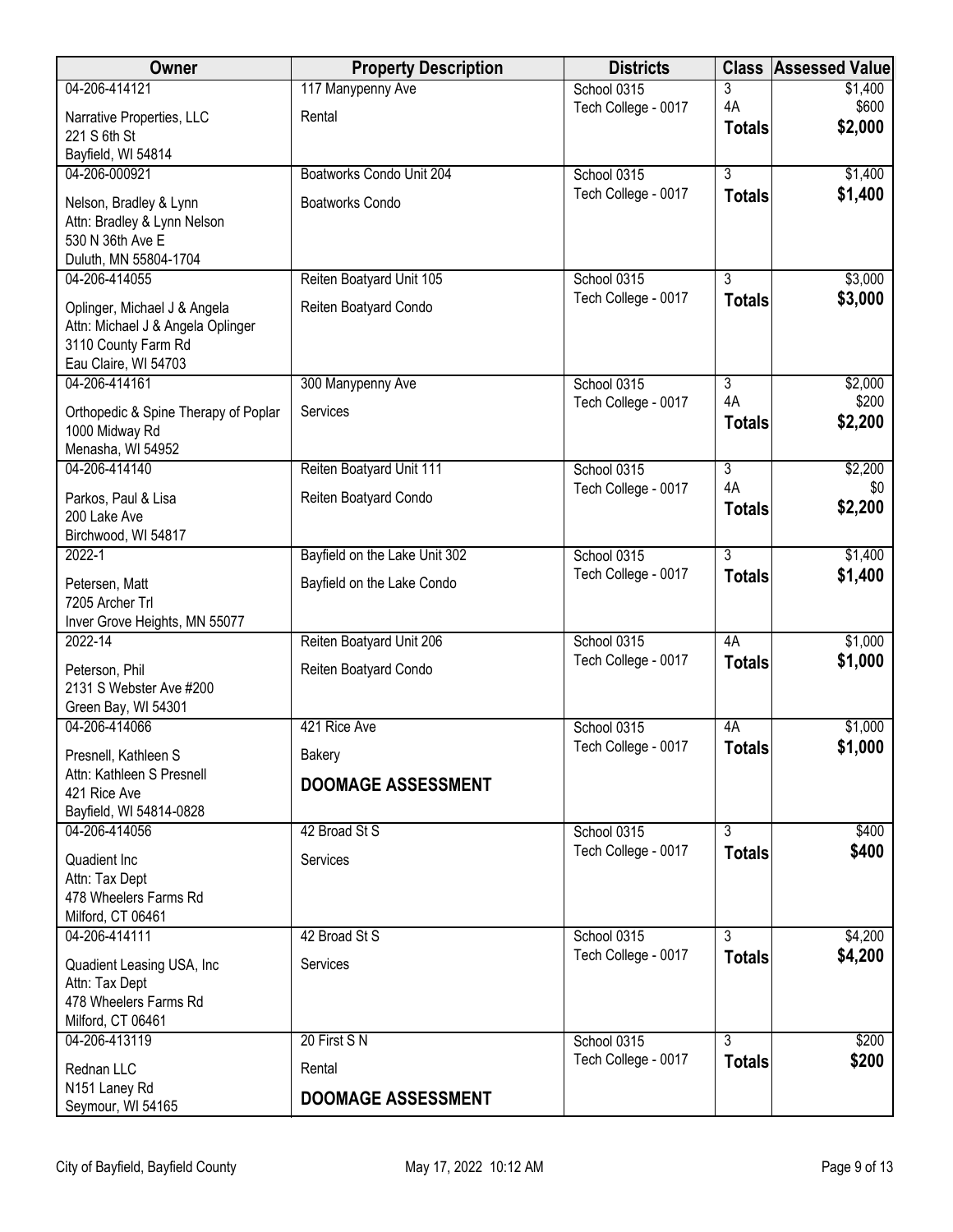| Owner | Property Description | Districts | Class | Assessed Value |
|---|---|---|---|---|
| 04-206-414121<br>Narrative Properties, LLC<br>221 S 6th St<br>Bayfield, WI 54814 | 117 Manypenny Ave<br>Rental | School 0315<br>Tech College - 0017 | 3<br>4A<br>**Totals** | $1,400<br>$600<br>**$2,000** |
| 04-206-000921<br>Nelson, Bradley & Lynn<br>Attn: Bradley & Lynn Nelson<br>530 N 36th Ave E<br>Duluth, MN 55804-1704 | Boatworks Condo Unit 204<br>Boatworks Condo | School 0315<br>Tech College - 0017 | 3<br>**Totals** | $1,400<br>**$1,400** |
| 04-206-414055<br>Oplinger, Michael J & Angela<br>Attn: Michael J & Angela Oplinger<br>3110 County Farm Rd<br>Eau Claire, WI 54703 | Reiten Boatyard Unit 105<br>Reiten Boatyard Condo | School 0315<br>Tech College - 0017 | 3<br>**Totals** | $3,000<br>**$3,000** |
| 04-206-414161<br>Orthopedic & Spine Therapy of Poplar<br>1000 Midway Rd<br>Menasha, WI 54952 | 300 Manypenny Ave<br>Services | School 0315<br>Tech College - 0017 | 3<br>4A<br>**Totals** | $2,000<br>$200<br>**$2,200** |
| 04-206-414140<br>Parkos, Paul & Lisa<br>200 Lake Ave<br>Birchwood, WI 54817 | Reiten Boatyard Unit 111<br>Reiten Boatyard Condo | School 0315<br>Tech College - 0017 | 3<br>4A<br>**Totals** | $2,200<br>$0<br>**$2,200** |
| 2022-1<br>Petersen, Matt<br>7205 Archer Trl<br>Inver Grove Heights, MN 55077 | Bayfield on the Lake Unit 302<br>Bayfield on the Lake Condo | School 0315<br>Tech College - 0017 | 3<br>**Totals** | $1,400<br>**$1,400** |
| 2022-14<br>Peterson, Phil<br>2131 S Webster Ave #200<br>Green Bay, WI 54301 | Reiten Boatyard Unit 206<br>Reiten Boatyard Condo | School 0315<br>Tech College - 0017 | 4A<br>**Totals** | $1,000<br>**$1,000** |
| 04-206-414066<br>Presnell, Kathleen S<br>Attn: Kathleen S Presnell<br>421 Rice Ave<br>Bayfield, WI 54814-0828 | 421 Rice Ave<br>Bakery<br>**DOOMAGE ASSESSMENT** | School 0315<br>Tech College - 0017 | 4A<br>**Totals** | $1,000<br>**$1,000** |
| 04-206-414056<br>Quadient Inc<br>Attn: Tax Dept<br>478 Wheelers Farms Rd<br>Milford, CT 06461 | 42 Broad St S<br>Services | School 0315<br>Tech College - 0017 | 3<br>**Totals** | $400<br>**$400** |
| 04-206-414111<br>Quadient Leasing USA, Inc<br>Attn: Tax Dept<br>478 Wheelers Farms Rd<br>Milford, CT 06461 | 42 Broad St S<br>Services | School 0315<br>Tech College - 0017 | 3<br>**Totals** | $4,200<br>**$4,200** |
| 04-206-413119<br>Rednan LLC<br>N151 Laney Rd<br>Seymour, WI 54165 | 20 First S N<br>Rental<br>**DOOMAGE ASSESSMENT** | School 0315<br>Tech College - 0017 | 3<br>**Totals** | $200<br>**$200** |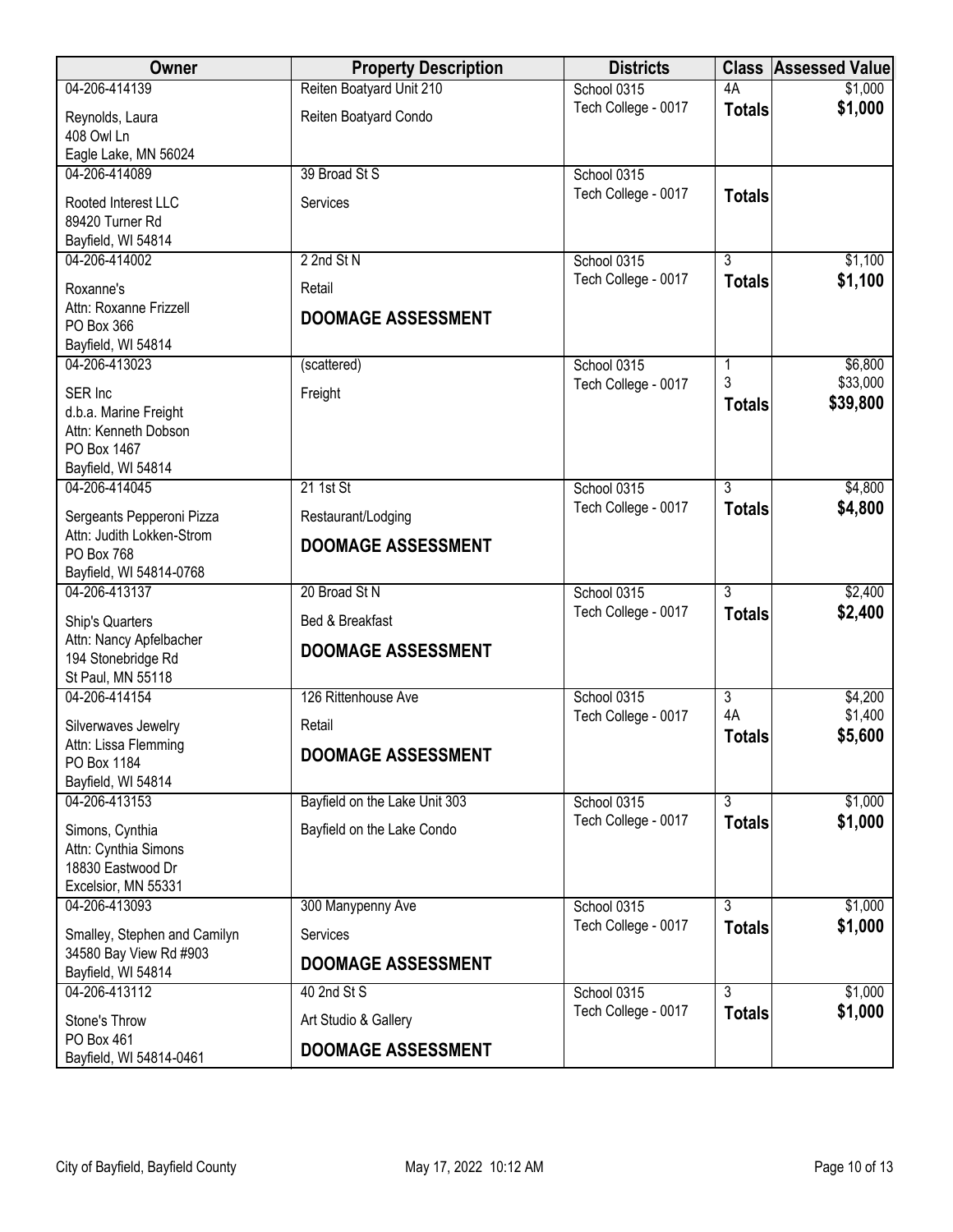| Owner | Property Description | Districts | Class | Assessed Value |
|---|---|---|---|---|
| 04-206-414139<br>Reynolds, Laura<br>408 Owl Ln<br>Eagle Lake, MN 56024 | Reiten Boatyard Unit 210<br>Reiten Boatyard Condo | School 0315<br>Tech College - 0017 | 4A<br>**Totals** | $1,000<br>**$1,000** |
| 04-206-414089<br>Rooted Interest LLC<br>89420 Turner Rd<br>Bayfield, WI 54814 | 39 Broad St S<br>Services | School 0315<br>Tech College - 0017 | **Totals** | |
| 04-206-414002<br>Roxanne's<br>Attn: Roxanne Frizzell<br>PO Box 366<br>Bayfield, WI 54814 | 2 2nd St N<br>Retail<br>**DOOMAGE ASSESSMENT** | School 0315<br>Tech College - 0017 | 3<br>**Totals** | $1,100<br>**$1,100** |
| 04-206-413023<br>SER Inc<br>d.b.a. Marine Freight<br>Attn: Kenneth Dobson<br>PO Box 1467<br>Bayfield, WI 54814 | (scattered)<br>Freight | School 0315<br>Tech College - 0017 | 1<br>3<br>**Totals** | $6,800<br>$33,000<br>**$39,800** |
| 04-206-414045<br>Sergeants Pepperoni Pizza<br>Attn: Judith Lokken-Strom<br>PO Box 768<br>Bayfield, WI 54814-0768 | 21 1st St<br>Restaurant/Lodging<br>**DOOMAGE ASSESSMENT** | School 0315<br>Tech College - 0017 | 3<br>**Totals** | $4,800<br>**$4,800** |
| 04-206-413137<br>Ship's Quarters<br>Attn: Nancy Apfelbacher<br>194 Stonebridge Rd<br>St Paul, MN 55118 | 20 Broad St N<br>Bed & Breakfast<br>**DOOMAGE ASSESSMENT** | School 0315<br>Tech College - 0017 | 3<br>**Totals** | $2,400<br>**$2,400** |
| 04-206-414154<br>Silverwaves Jewelry<br>Attn: Lissa Flemming<br>PO Box 1184<br>Bayfield, WI 54814 | 126 Rittenhouse Ave<br>Retail<br>**DOOMAGE ASSESSMENT** | School 0315<br>Tech College - 0017 | 3<br>4A<br>**Totals** | $4,200<br>$1,400<br>**$5,600** |
| 04-206-413153<br>Simons, Cynthia<br>Attn: Cynthia Simons<br>18830 Eastwood Dr<br>Excelsior, MN 55331 | Bayfield on the Lake Unit 303<br>Bayfield on the Lake Condo | School 0315<br>Tech College - 0017 | 3<br>**Totals** | $1,000<br>**$1,000** |
| 04-206-413093<br>Smalley, Stephen and Camilyn<br>34580 Bay View Rd #903<br>Bayfield, WI 54814 | 300 Manypenny Ave<br>Services<br>**DOOMAGE ASSESSMENT** | School 0315<br>Tech College - 0017 | 3<br>**Totals** | $1,000<br>**$1,000** |
| 04-206-413112<br>Stone's Throw<br>PO Box 461<br>Bayfield, WI 54814-0461 | 40 2nd St S<br>Art Studio & Gallery<br>**DOOMAGE ASSESSMENT** | School 0315<br>Tech College - 0017 | 3<br>**Totals** | $1,000<br>**$1,000** |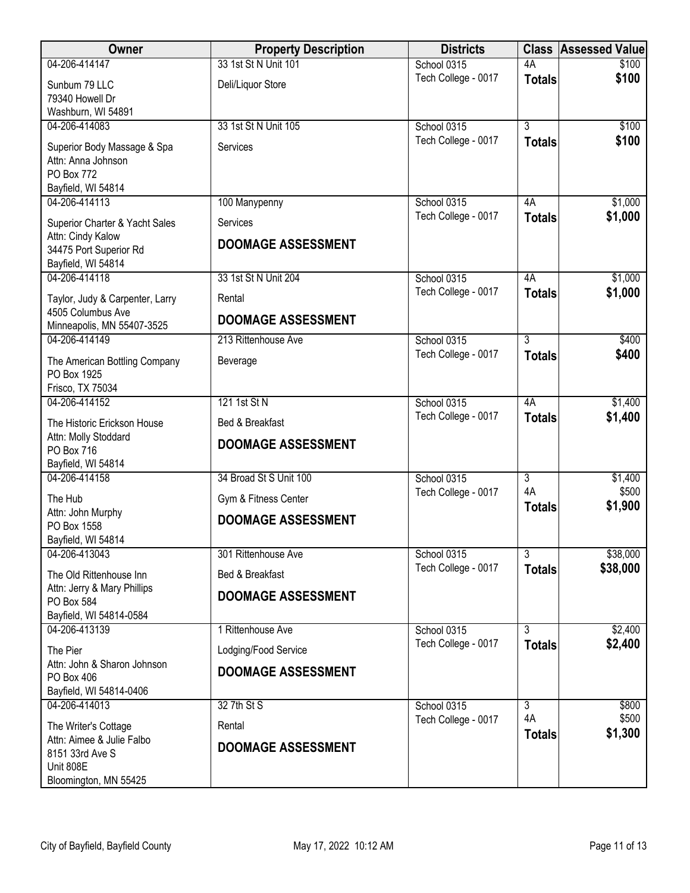| Owner | Property Description | Districts | Class | Assessed Value |
|---|---|---|---|---|
| 04-206-414147<br>Sunbum 79 LLC<br>79340 Howell Dr<br>Washburn, WI 54891 | 33 1st St N Unit 101<br>Deli/Liquor Store | School 0315<br>Tech College - 0017 | 4A<br>**Totals** | $100<br>**$100** |
| 04-206-414083<br>Superior Body Massage & Spa<br>Attn: Anna Johnson<br>PO Box 772<br>Bayfield, WI 54814 | 33 1st St N Unit 105<br>Services | School 0315<br>Tech College - 0017 | 3<br>**Totals** | $100<br>**$100** |
| 04-206-414113<br>Superior Charter & Yacht Sales<br>Attn: Cindy Kalow<br>34475 Port Superior Rd<br>Bayfield, WI 54814 | 100 Manypenny<br>Services<br>**DOOMAGE ASSESSMENT** | School 0315<br>Tech College - 0017 | 4A<br>**Totals** | $1,000<br>**$1,000** |
| 04-206-414118<br>Taylor, Judy & Carpenter, Larry<br>4505 Columbus Ave<br>Minneapolis, MN 55407-3525 | 33 1st St N Unit 204<br>Rental<br>**DOOMAGE ASSESSMENT** | School 0315<br>Tech College - 0017 | 4A<br>**Totals** | $1,000<br>**$1,000** |
| 04-206-414149<br>The American Bottling Company<br>PO Box 1925<br>Frisco, TX 75034 | 213 Rittenhouse Ave<br>Beverage | School 0315<br>Tech College - 0017 | 3<br>**Totals** | $400<br>**$400** |
| 04-206-414152<br>The Historic Erickson House<br>Attn: Molly Stoddard<br>PO Box 716<br>Bayfield, WI 54814 | 121 1st St N<br>Bed & Breakfast<br>**DOOMAGE ASSESSMENT** | School 0315<br>Tech College - 0017 | 4A<br>**Totals** | $1,400<br>**$1,400** |
| 04-206-414158<br>The Hub<br>Attn: John Murphy<br>PO Box 1558<br>Bayfield, WI 54814 | 34 Broad St S Unit 100<br>Gym & Fitness Center<br>**DOOMAGE ASSESSMENT** | School 0315<br>Tech College - 0017 | 3<br>4A<br>**Totals** | $1,400<br>$500<br>**$1,900** |
| 04-206-413043<br>The Old Rittenhouse Inn<br>Attn: Jerry & Mary Phillips<br>PO Box 584<br>Bayfield, WI 54814-0584 | 301 Rittenhouse Ave<br>Bed & Breakfast<br>**DOOMAGE ASSESSMENT** | School 0315<br>Tech College - 0017 | 3<br>**Totals** | $38,000<br>**$38,000** |
| 04-206-413139<br>The Pier<br>Attn: John & Sharon Johnson<br>PO Box 406<br>Bayfield, WI 54814-0406 | 1 Rittenhouse Ave<br>Lodging/Food Service<br>**DOOMAGE ASSESSMENT** | School 0315<br>Tech College - 0017 | 3<br>**Totals** | $2,400<br>**$2,400** |
| 04-206-414013<br>The Writer's Cottage<br>Attn: Aimee & Julie Falbo<br>8151 33rd Ave S<br>Unit 808E<br>Bloomington, MN 55425 | 32 7th St S<br>Rental<br>**DOOMAGE ASSESSMENT** | School 0315<br>Tech College - 0017 | 3<br>4A<br>**Totals** | $800<br>$500<br>**$1,300** |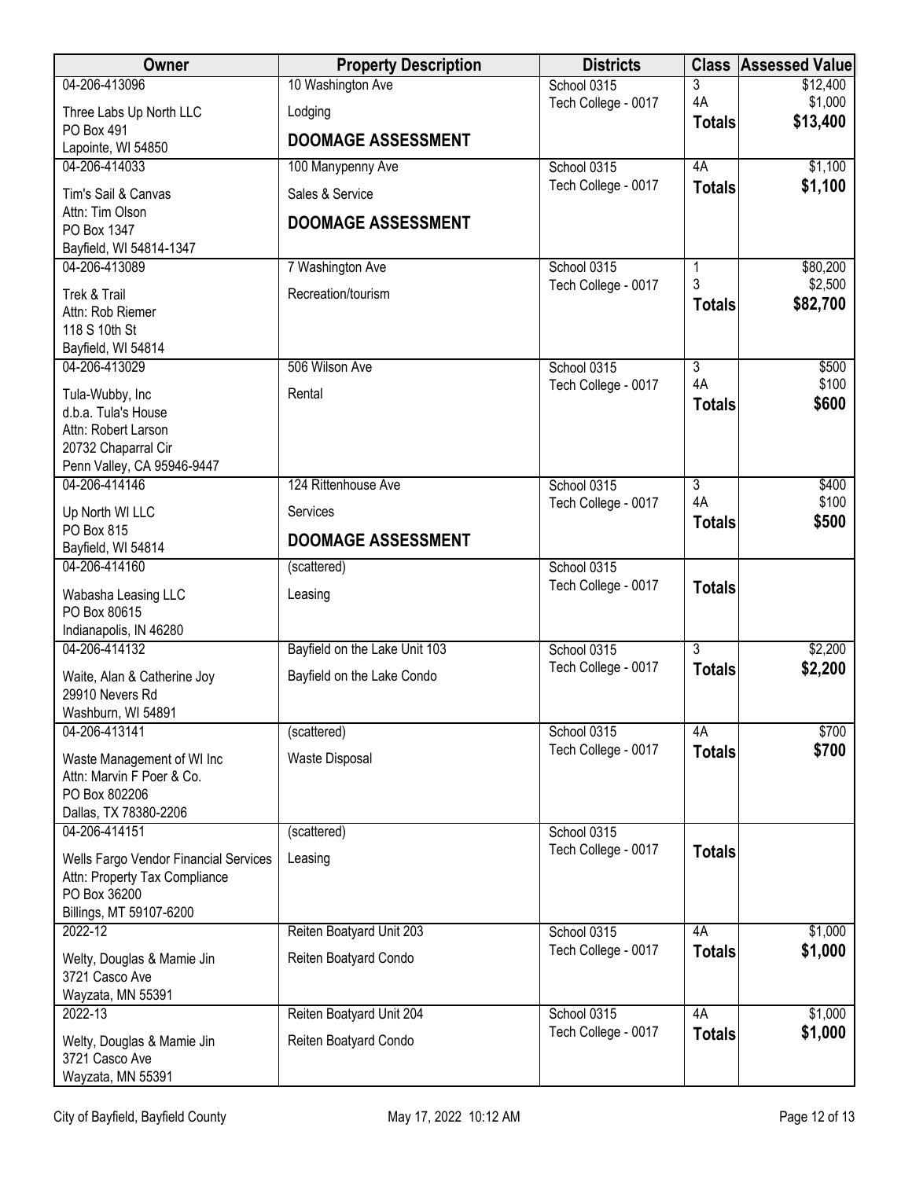| Owner | Property Description | Districts | Class | Assessed Value |
|---|---|---|---|---|
| 04-206-413096<br>Three Labs Up North LLC<br>PO Box 491<br>Lapointe, WI 54850 | 10 Washington Ave<br>Lodging<br>**DOOMAGE ASSESSMENT** | School 0315<br>Tech College - 0017 | 3<br>4A<br>**Totals** | $12,400<br>$1,000<br>**$13,400** |
| 04-206-414033<br>Tim's Sail & Canvas<br>Attn: Tim Olson<br>PO Box 1347<br>Bayfield, WI 54814-1347 | 100 Manypenny Ave<br>Sales & Service<br>**DOOMAGE ASSESSMENT** | School 0315<br>Tech College - 0017 | 4A<br>**Totals** | $1,100<br>**$1,100** |
| 04-206-413089<br>Trek & Trail<br>Attn: Rob Riemer<br>118 S 10th St<br>Bayfield, WI 54814 | 7 Washington Ave<br>Recreation/tourism | School 0315<br>Tech College - 0017 | 1<br>3<br>**Totals** | $80,200<br>$2,500<br>**$82,700** |
| 04-206-413029<br>Tula-Wubby, Inc<br>d.b.a. Tula's House<br>Attn: Robert Larson<br>20732 Chaparral Cir<br>Penn Valley, CA 95946-9447 | 506 Wilson Ave<br>Rental | School 0315<br>Tech College - 0017 | 3<br>4A<br>**Totals** | $500<br>$100<br>**$600** |
| 04-206-414146<br>Up North WI LLC<br>PO Box 815<br>Bayfield, WI 54814 | 124 Rittenhouse Ave<br>Services<br>**DOOMAGE ASSESSMENT** | School 0315<br>Tech College - 0017 | 3<br>4A<br>**Totals** | $400<br>$100<br>**$500** |
| 04-206-414160<br>Wabasha Leasing LLC<br>PO Box 80615<br>Indianapolis, IN 46280 | (scattered)<br>Leasing | School 0315<br>Tech College - 0017 | **Totals** | |
| 04-206-414132<br>Waite, Alan & Catherine Joy<br>29910 Nevers Rd<br>Washburn, WI 54891 | Bayfield on the Lake Unit 103<br>Bayfield on the Lake Condo | School 0315<br>Tech College - 0017 | 3<br>**Totals** | $2,200<br>**$2,200** |
| 04-206-413141<br>Waste Management of WI Inc<br>Attn: Marvin F Poer & Co.<br>PO Box 802206<br>Dallas, TX 78380-2206 | (scattered)<br>Waste Disposal | School 0315<br>Tech College - 0017 | 4A<br>**Totals** | $700<br>**$700** |
| 04-206-414151<br>Wells Fargo Vendor Financial Services<br>Attn: Property Tax Compliance<br>PO Box 36200<br>Billings, MT 59107-6200 | (scattered)<br>Leasing | School 0315<br>Tech College - 0017 | **Totals** | |
| 2022-12<br>Welty, Douglas & Mamie Jin<br>3721 Casco Ave<br>Wayzata, MN 55391 | Reiten Boatyard Unit 203<br>Reiten Boatyard Condo | School 0315<br>Tech College - 0017 | 4A<br>**Totals** | $1,000<br>**$1,000** |
| 2022-13<br>Welty, Douglas & Mamie Jin<br>3721 Casco Ave<br>Wayzata, MN 55391 | Reiten Boatyard Unit 204<br>Reiten Boatyard Condo | School 0315<br>Tech College - 0017 | 4A<br>**Totals** | $1,000<br>**$1,000** |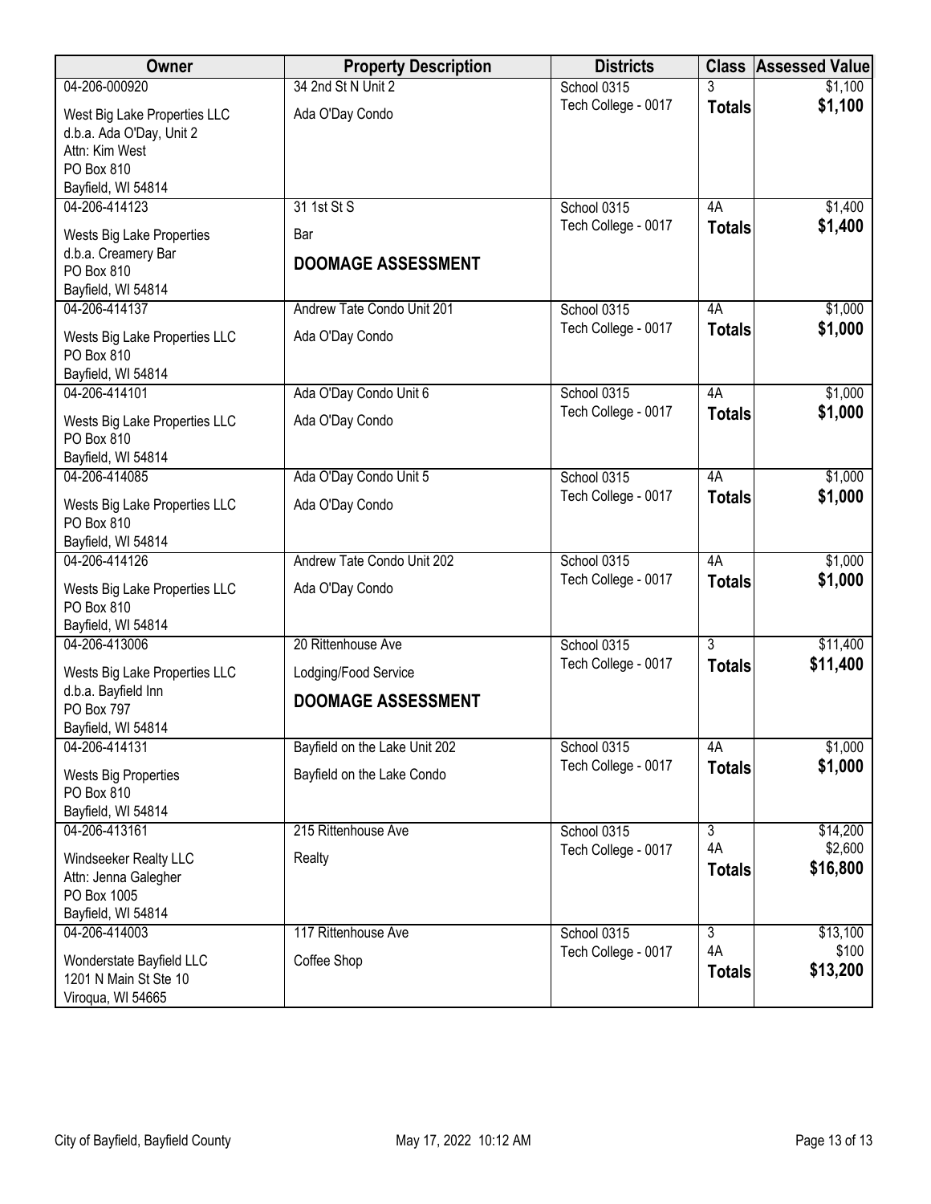| Owner | Property Description | Districts | Class | Assessed Value |
|---|---|---|---|---|
| 04-206-000920<br>West Big Lake Properties LLC<br>d.b.a. Ada O'Day, Unit 2<br>Attn: Kim West<br>PO Box 810<br>Bayfield, WI 54814 | 34 2nd St N Unit 2<br>Ada O'Day Condo | School 0315<br>Tech College - 0017 | 3<br>**Totals** | $1,100<br>**$1,100** |
| 04-206-414123<br>Wests Big Lake Properties<br>d.b.a. Creamery Bar<br>PO Box 810<br>Bayfield, WI 54814 | 31 1st St S<br>Bar<br>**DOOMAGE ASSESSMENT** | School 0315<br>Tech College - 0017 | 4A<br>**Totals** | $1,400<br>**$1,400** |
| 04-206-414137<br>Wests Big Lake Properties LLC<br>PO Box 810<br>Bayfield, WI 54814 | Andrew Tate Condo Unit 201<br>Ada O'Day Condo | School 0315<br>Tech College - 0017 | 4A<br>**Totals** | $1,000<br>**$1,000** |
| 04-206-414101<br>Wests Big Lake Properties LLC<br>PO Box 810<br>Bayfield, WI 54814 | Ada O'Day Condo Unit 6<br>Ada O'Day Condo | School 0315<br>Tech College - 0017 | 4A<br>**Totals** | $1,000<br>**$1,000** |
| 04-206-414085<br>Wests Big Lake Properties LLC<br>PO Box 810<br>Bayfield, WI 54814 | Ada O'Day Condo Unit 5<br>Ada O'Day Condo | School 0315<br>Tech College - 0017 | 4A<br>**Totals** | $1,000<br>**$1,000** |
| 04-206-414126<br>Wests Big Lake Properties LLC<br>PO Box 810<br>Bayfield, WI 54814 | Andrew Tate Condo Unit 202<br>Ada O'Day Condo | School 0315<br>Tech College - 0017 | 4A<br>**Totals** | $1,000<br>**$1,000** |
| 04-206-413006<br>Wests Big Lake Properties LLC<br>d.b.a. Bayfield Inn<br>PO Box 797<br>Bayfield, WI 54814 | 20 Rittenhouse Ave<br>Lodging/Food Service<br>**DOOMAGE ASSESSMENT** | School 0315<br>Tech College - 0017 | 3<br>**Totals** | $11,400<br>**$11,400** |
| 04-206-414131<br>Wests Big Properties<br>PO Box 810<br>Bayfield, WI 54814 | Bayfield on the Lake Unit 202<br>Bayfield on the Lake Condo | School 0315<br>Tech College - 0017 | 4A<br>**Totals** | $1,000<br>**$1,000** |
| 04-206-413161<br>Windseeker Realty LLC<br>Attn: Jenna Galegher<br>PO Box 1005<br>Bayfield, WI 54814 | 215 Rittenhouse Ave<br>Realty | School 0315<br>Tech College - 0017 | 3<br>4A<br>**Totals** | $14,200<br>$2,600<br>**$16,800** |
| 04-206-414003<br>Wonderstate Bayfield LLC<br>1201 N Main St Ste 10<br>Viroqua, WI 54665 | 117 Rittenhouse Ave<br>Coffee Shop | School 0315<br>Tech College - 0017 | 3<br>4A<br>**Totals** | $13,100<br>$100<br>**$13,200** |